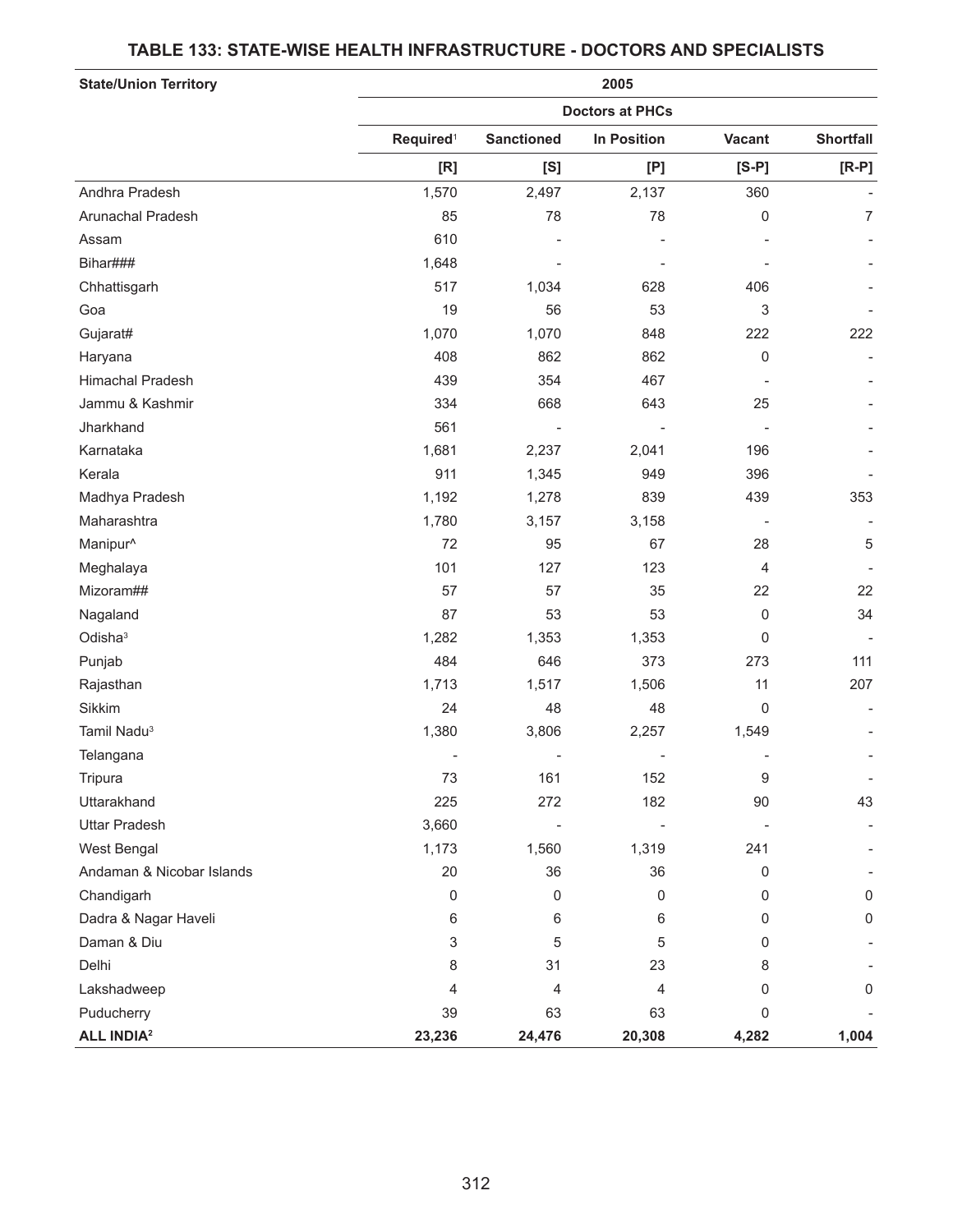## TABLE 133: STATE-WISE HEALTH INFRASTRUCTURE - DOCTORS AND SPECIALISTS

| State/Union Territory | 2005 | | | | |
|---|---|---|---|---|---|
| | Doctors at PHCs | | | | |
| | Required[1] | Sanctioned | In Position | Vacant | Shortfall |
| | [R] | [S] | [P] | [S-P] | [R-P] |
| Andhra Pradesh | 1,570 | 2,497 | 2,137 | 360 | - |
| Arunachal Pradesh | 85 | 78 | 78 | 0 | 7 |
| Assam | 610 | - | - | - | - |
| Bihar### | 1,648 | - | - | - | - |
| Chhattisgarh | 517 | 1,034 | 628 | 406 | - |
| Goa | 19 | 56 | 53 | 3 | - |
| Gujarat# | 1,070 | 1,070 | 848 | 222 | 222 |
| Haryana | 408 | 862 | 862 | 0 | - |
| Himachal Pradesh | 439 | 354 | 467 | - | - |
| Jammu & Kashmir | 334 | 668 | 643 | 25 | - |
| Jharkhand | 561 | - | - | - | - |
| Karnataka | 1,681 | 2,237 | 2,041 | 196 | - |
| Kerala | 911 | 1,345 | 949 | 396 | - |
| Madhya Pradesh | 1,192 | 1,278 | 839 | 439 | 353 |
| Maharashtra | 1,780 | 3,157 | 3,158 | - | - |
| Manipur^ | 72 | 95 | 67 | 28 | 5 |
| Meghalaya | 101 | 127 | 123 | 4 | - |
| Mizoram## | 57 | 57 | 35 | 22 | 22 |
| Nagaland | 87 | 53 | 53 | 0 | 34 |
| Odisha[3] | 1,282 | 1,353 | 1,353 | 0 | - |
| Punjab | 484 | 646 | 373 | 273 | 111 |
| Rajasthan | 1,713 | 1,517 | 1,506 | 11 | 207 |
| Sikkim | 24 | 48 | 48 | 0 | - |
| Tamil Nadu[3] | 1,380 | 3,806 | 2,257 | 1,549 | - |
| Telangana | - | - | - | - | - |
| Tripura | 73 | 161 | 152 | 9 | - |
| Uttarakhand | 225 | 272 | 182 | 90 | 43 |
| Uttar Pradesh | 3,660 | - | - | - | - |
| West Bengal | 1,173 | 1,560 | 1,319 | 241 | - |
| Andaman & Nicobar Islands | 20 | 36 | 36 | 0 | - |
| Chandigarh | 0 | 0 | 0 | 0 | 0 |
| Dadra & Nagar Haveli | 6 | 6 | 6 | 0 | 0 |
| Daman & Diu | 3 | 5 | 5 | 0 | - |
| Delhi | 8 | 31 | 23 | 8 | - |
| Lakshadweep | 4 | 4 | 4 | 0 | 0 |
| Puducherry | 39 | 63 | 63 | 0 | - |
| **ALL INDIA[2]** | **23,236** | **24,476** | **20,308** | **4,282** | **1,004** |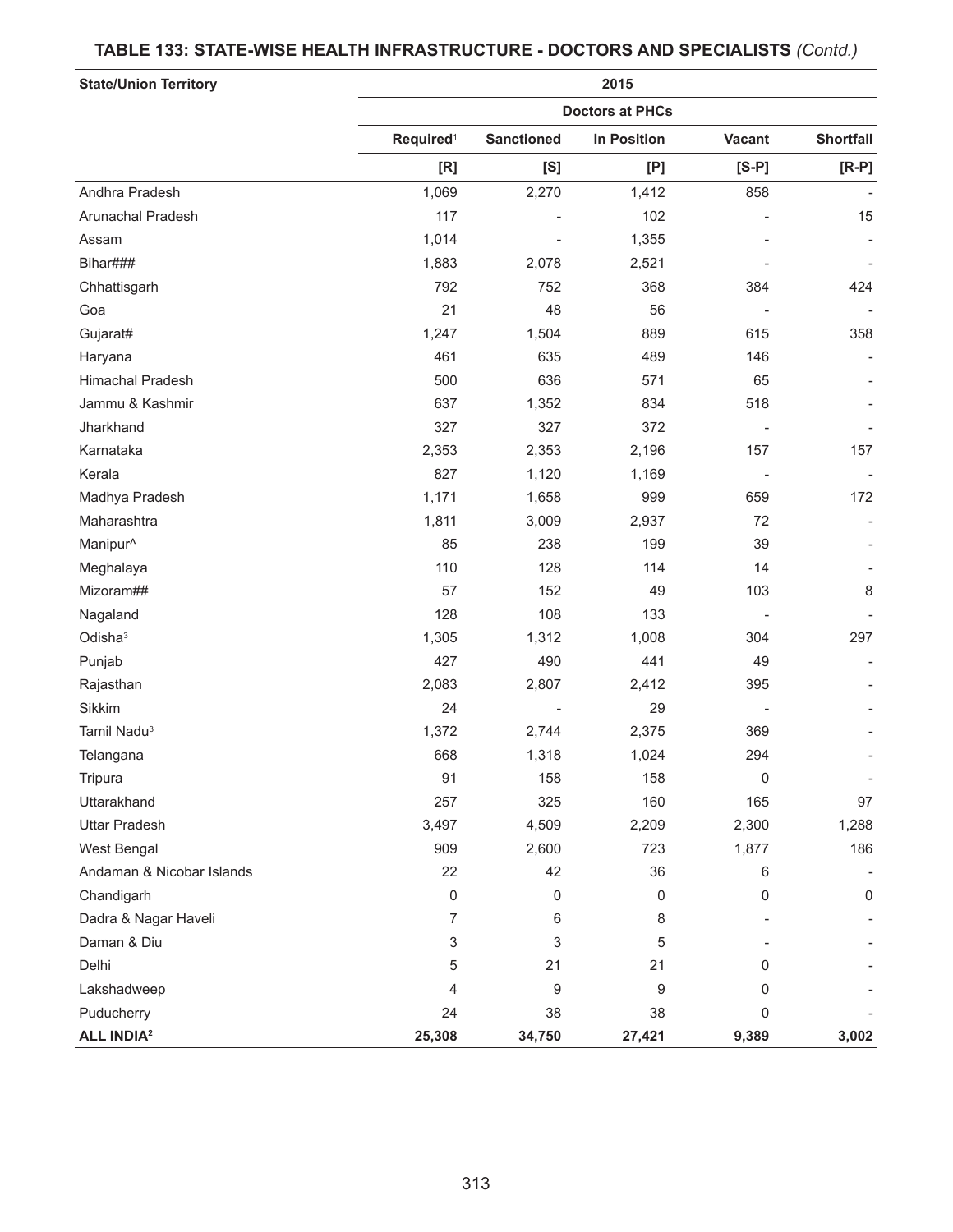## TABLE 133: STATE-WISE HEALTH INFRASTRUCTURE - DOCTORS AND SPECIALISTS *(Contd.)*

| State/Union Territory | 2015 | | | | |
|---|---|---|---|---|---|
| | Doctors at PHCs | | | | |
| | Required[1] | Sanctioned | In Position | Vacant | Shortfall |
| | [R] | [S] | [P] | [S-P] | [R-P] |
| Andhra Pradesh | 1,069 | 2,270 | 1,412 | 858 | - |
| Arunachal Pradesh | 117 | - | 102 | - | 15 |
| Assam | 1,014 | - | 1,355 | - | - |
| Bihar### | 1,883 | 2,078 | 2,521 | - | - |
| Chhattisgarh | 792 | 752 | 368 | 384 | 424 |
| Goa | 21 | 48 | 56 | - | - |
| Gujarat# | 1,247 | 1,504 | 889 | 615 | 358 |
| Haryana | 461 | 635 | 489 | 146 | - |
| Himachal Pradesh | 500 | 636 | 571 | 65 | - |
| Jammu & Kashmir | 637 | 1,352 | 834 | 518 | - |
| Jharkhand | 327 | 327 | 372 | - | - |
| Karnataka | 2,353 | 2,353 | 2,196 | 157 | 157 |
| Kerala | 827 | 1,120 | 1,169 | - | - |
| Madhya Pradesh | 1,171 | 1,658 | 999 | 659 | 172 |
| Maharashtra | 1,811 | 3,009 | 2,937 | 72 | - |
| Manipur^ | 85 | 238 | 199 | 39 | - |
| Meghalaya | 110 | 128 | 114 | 14 | - |
| Mizoram## | 57 | 152 | 49 | 103 | 8 |
| Nagaland | 128 | 108 | 133 | - | - |
| Odisha[3] | 1,305 | 1,312 | 1,008 | 304 | 297 |
| Punjab | 427 | 490 | 441 | 49 | - |
| Rajasthan | 2,083 | 2,807 | 2,412 | 395 | - |
| Sikkim | 24 | - | 29 | - | - |
| Tamil Nadu[3] | 1,372 | 2,744 | 2,375 | 369 | - |
| Telangana | 668 | 1,318 | 1,024 | 294 | - |
| Tripura | 91 | 158 | 158 | 0 | - |
| Uttarakhand | 257 | 325 | 160 | 165 | 97 |
| Uttar Pradesh | 3,497 | 4,509 | 2,209 | 2,300 | 1,288 |
| West Bengal | 909 | 2,600 | 723 | 1,877 | 186 |
| Andaman & Nicobar Islands | 22 | 42 | 36 | 6 | - |
| Chandigarh | 0 | 0 | 0 | 0 | 0 |
| Dadra & Nagar Haveli | 7 | 6 | 8 | - | - |
| Daman & Diu | 3 | 3 | 5 | - | - |
| Delhi | 5 | 21 | 21 | 0 | - |
| Lakshadweep | 4 | 9 | 9 | 0 | - |
| Puducherry | 24 | 38 | 38 | 0 | - |
| **ALL INDIA[2]** | **25,308** | **34,750** | **27,421** | **9,389** | **3,002** |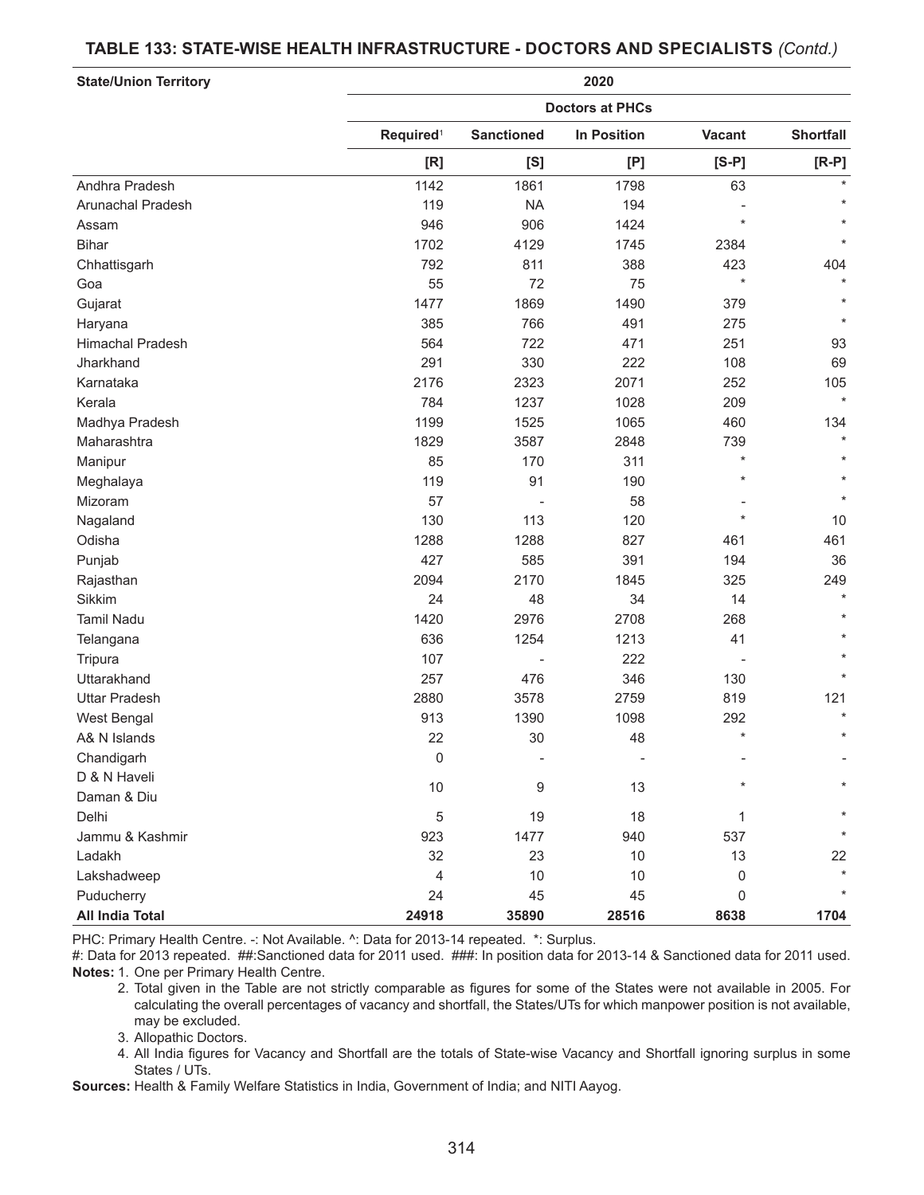## TABLE 133: STATE-WISE HEALTH INFRASTRUCTURE - DOCTORS AND SPECIALISTS *(Contd.)*

| State/Union Territory | 2020 | | | | |
|---|---|---|---|---|---|
| | Doctors at PHCs | | | | |
| | Required[1] | Sanctioned | In Position | Vacant | Shortfall |
| | [R] | [S] | [P] | [S-P] | [R-P] |
| Andhra Pradesh | 1142 | 1861 | 1798 | 63 | * |
| Arunachal Pradesh | 119 | NA | 194 | - | * |
| Assam | 946 | 906 | 1424 | * | * |
| Bihar | 1702 | 4129 | 1745 | 2384 | * |
| Chhattisgarh | 792 | 811 | 388 | 423 | 404 |
| Goa | 55 | 72 | 75 | * | * |
| Gujarat | 1477 | 1869 | 1490 | 379 | * |
| Haryana | 385 | 766 | 491 | 275 | * |
| Himachal Pradesh | 564 | 722 | 471 | 251 | 93 |
| Jharkhand | 291 | 330 | 222 | 108 | 69 |
| Karnataka | 2176 | 2323 | 2071 | 252 | 105 |
| Kerala | 784 | 1237 | 1028 | 209 | * |
| Madhya Pradesh | 1199 | 1525 | 1065 | 460 | 134 |
| Maharashtra | 1829 | 3587 | 2848 | 739 | * |
| Manipur | 85 | 170 | 311 | * | * |
| Meghalaya | 119 | 91 | 190 | * | * |
| Mizoram | 57 | - | 58 | - | * |
| Nagaland | 130 | 113 | 120 | * | 10 |
| Odisha | 1288 | 1288 | 827 | 461 | 461 |
| Punjab | 427 | 585 | 391 | 194 | 36 |
| Rajasthan | 2094 | 2170 | 1845 | 325 | 249 |
| Sikkim | 24 | 48 | 34 | 14 | * |
| Tamil Nadu | 1420 | 2976 | 2708 | 268 | * |
| Telangana | 636 | 1254 | 1213 | 41 | * |
| Tripura | 107 | - | 222 | - | * |
| Uttarakhand | 257 | 476 | 346 | 130 | * |
| Uttar Pradesh | 2880 | 3578 | 2759 | 819 | 121 |
| West Bengal | 913 | 1390 | 1098 | 292 | * |
| A& N Islands | 22 | 30 | 48 | * | * |
| Chandigarh | 0 | - | - | - | - |
| D & N Haveli Daman & Diu | 10 | 9 | 13 | * | * |
| Delhi | 5 | 19 | 18 | 1 | * |
| Jammu & Kashmir | 923 | 1477 | 940 | 537 | * |
| Ladakh | 32 | 23 | 10 | 13 | 22 |
| Lakshadweep | 4 | 10 | 10 | 0 | * |
| Puducherry | 24 | 45 | 45 | 0 | * |
| **All India Total** | **24918** | **35890** | **28516** | **8638** | **1704** |

PHC: Primary Health Centre. -: Not Available. ^: Data for 2013-14 repeated. *: Surplus.

#: Data for 2013 repeated. ##:Sanctioned data for 2011 used. ###: In position data for 2013-14 & Sanctioned data for 2011 used.

**Notes:** 1. One per Primary Health Centre.

2. Total given in the Table are not strictly comparable as figures for some of the States were not available in 2005. For calculating the overall percentages of vacancy and shortfall, the States/UTs for which manpower position is not available, may be excluded.

3. Allopathic Doctors.

4. All India figures for Vacancy and Shortfall are the totals of State-wise Vacancy and Shortfall ignoring surplus in some States / UTs.

**Sources:** Health & Family Welfare Statistics in India, Government of India; and NITI Aayog.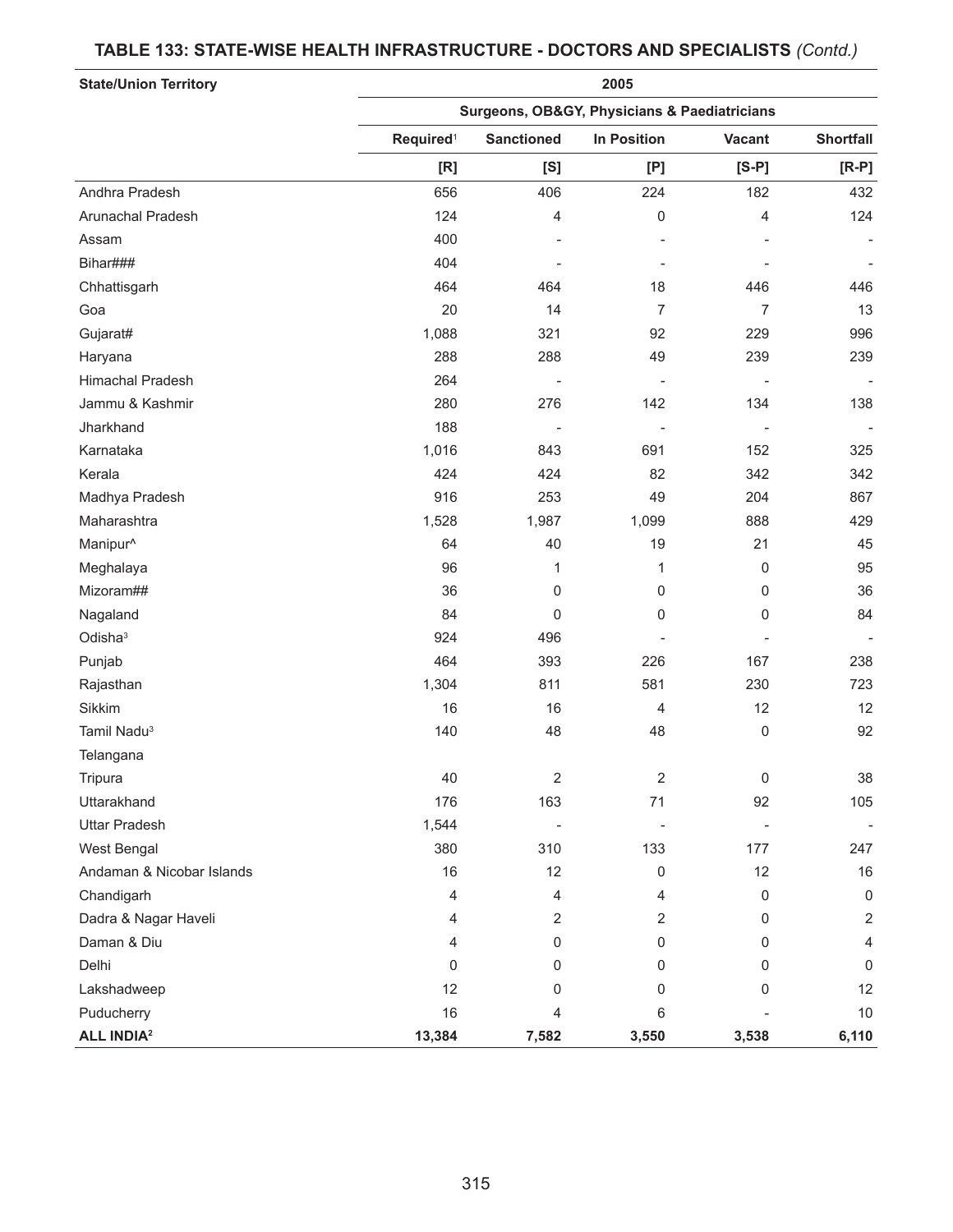## TABLE 133: STATE-WISE HEALTH INFRASTRUCTURE - DOCTORS AND SPECIALISTS *(Contd.)*

| State/Union Territory | 2005 | | | | |
|---|---|---|---|---|---|
| | Surgeons, OB&GY, Physicians & Paediatricians | | | | |
| | Required[1] | Sanctioned | In Position | Vacant | Shortfall |
| | [R] | [S] | [P] | [S-P] | [R-P] |
| Andhra Pradesh | 656 | 406 | 224 | 182 | 432 |
| Arunachal Pradesh | 124 | 4 | 0 | 4 | 124 |
| Assam | 400 | - | - | - | - |
| Bihar### | 404 | - | - | - | - |
| Chhattisgarh | 464 | 464 | 18 | 446 | 446 |
| Goa | 20 | 14 | 7 | 7 | 13 |
| Gujarat# | 1,088 | 321 | 92 | 229 | 996 |
| Haryana | 288 | 288 | 49 | 239 | 239 |
| Himachal Pradesh | 264 | - | - | - | - |
| Jammu & Kashmir | 280 | 276 | 142 | 134 | 138 |
| Jharkhand | 188 | - | - | - | - |
| Karnataka | 1,016 | 843 | 691 | 152 | 325 |
| Kerala | 424 | 424 | 82 | 342 | 342 |
| Madhya Pradesh | 916 | 253 | 49 | 204 | 867 |
| Maharashtra | 1,528 | 1,987 | 1,099 | 888 | 429 |
| Manipur^ | 64 | 40 | 19 | 21 | 45 |
| Meghalaya | 96 | 1 | 1 | 0 | 95 |
| Mizoram## | 36 | 0 | 0 | 0 | 36 |
| Nagaland | 84 | 0 | 0 | 0 | 84 |
| Odisha[3] | 924 | 496 | - | - | - |
| Punjab | 464 | 393 | 226 | 167 | 238 |
| Rajasthan | 1,304 | 811 | 581 | 230 | 723 |
| Sikkim | 16 | 16 | 4 | 12 | 12 |
| Tamil Nadu[3] | 140 | 48 | 48 | 0 | 92 |
| Telangana | | | | | |
| Tripura | 40 | 2 | 2 | 0 | 38 |
| Uttarakhand | 176 | 163 | 71 | 92 | 105 |
| Uttar Pradesh | 1,544 | - | - | - | - |
| West Bengal | 380 | 310 | 133 | 177 | 247 |
| Andaman & Nicobar Islands | 16 | 12 | 0 | 12 | 16 |
| Chandigarh | 4 | 4 | 4 | 0 | 0 |
| Dadra & Nagar Haveli | 4 | 2 | 2 | 0 | 2 |
| Daman & Diu | 4 | 0 | 0 | 0 | 4 |
| Delhi | 0 | 0 | 0 | 0 | 0 |
| Lakshadweep | 12 | 0 | 0 | 0 | 12 |
| Puducherry | 16 | 4 | 6 | - | 10 |
| **ALL INDIA[2]** | **13,384** | **7,582** | **3,550** | **3,538** | **6,110** |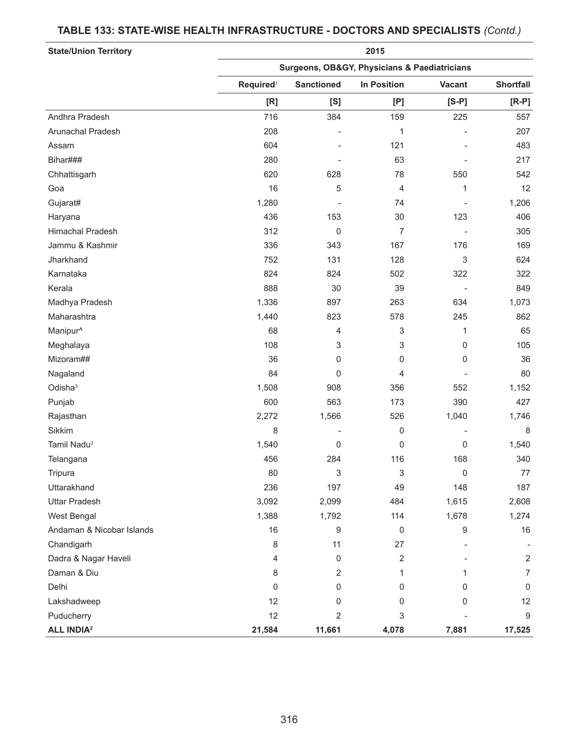## TABLE 133: STATE-WISE HEALTH INFRASTRUCTURE - DOCTORS AND SPECIALISTS *(Contd.)*

| State/Union Territory | 2015 | | | | |
|---|---|---|---|---|---|
| | Surgeons, OB&GY, Physicians & Paediatricians | | | | |
| | Required[1] | Sanctioned | In Position | Vacant | Shortfall |
| | [R] | [S] | [P] | [S-P] | [R-P] |
| Andhra Pradesh | 716 | 384 | 159 | 225 | 557 |
| Arunachal Pradesh | 208 | - | 1 | - | 207 |
| Assam | 604 | - | 121 | - | 483 |
| Bihar### | 280 | - | 63 | - | 217 |
| Chhattisgarh | 620 | 628 | 78 | 550 | 542 |
| Goa | 16 | 5 | 4 | 1 | 12 |
| Gujarat# | 1,280 | - | 74 | - | 1,206 |
| Haryana | 436 | 153 | 30 | 123 | 406 |
| Himachal Pradesh | 312 | 0 | 7 | - | 305 |
| Jammu & Kashmir | 336 | 343 | 167 | 176 | 169 |
| Jharkhand | 752 | 131 | 128 | 3 | 624 |
| Karnataka | 824 | 824 | 502 | 322 | 322 |
| Kerala | 888 | 30 | 39 | - | 849 |
| Madhya Pradesh | 1,336 | 897 | 263 | 634 | 1,073 |
| Maharashtra | 1,440 | 823 | 578 | 245 | 862 |
| Manipur^ | 68 | 4 | 3 | 1 | 65 |
| Meghalaya | 108 | 3 | 3 | 0 | 105 |
| Mizoram## | 36 | 0 | 0 | 0 | 36 |
| Nagaland | 84 | 0 | 4 | - | 80 |
| Odisha[3] | 1,508 | 908 | 356 | 552 | 1,152 |
| Punjab | 600 | 563 | 173 | 390 | 427 |
| Rajasthan | 2,272 | 1,566 | 526 | 1,040 | 1,746 |
| Sikkim | 8 | - | 0 | - | 8 |
| Tamil Nadu[3] | 1,540 | 0 | 0 | 0 | 1,540 |
| Telangana | 456 | 284 | 116 | 168 | 340 |
| Tripura | 80 | 3 | 3 | 0 | 77 |
| Uttarakhand | 236 | 197 | 49 | 148 | 187 |
| Uttar Pradesh | 3,092 | 2,099 | 484 | 1,615 | 2,608 |
| West Bengal | 1,388 | 1,792 | 114 | 1,678 | 1,274 |
| Andaman & Nicobar Islands | 16 | 9 | 0 | 9 | 16 |
| Chandigarh | 8 | 11 | 27 | - | - |
| Dadra & Nagar Haveli | 4 | 0 | 2 | - | 2 |
| Daman & Diu | 8 | 2 | 1 | 1 | 7 |
| Delhi | 0 | 0 | 0 | 0 | 0 |
| Lakshadweep | 12 | 0 | 0 | 0 | 12 |
| Puducherry | 12 | 2 | 3 | - | 9 |
| **ALL INDIA[2]** | **21,584** | **11,661** | **4,078** | **7,881** | **17,525** |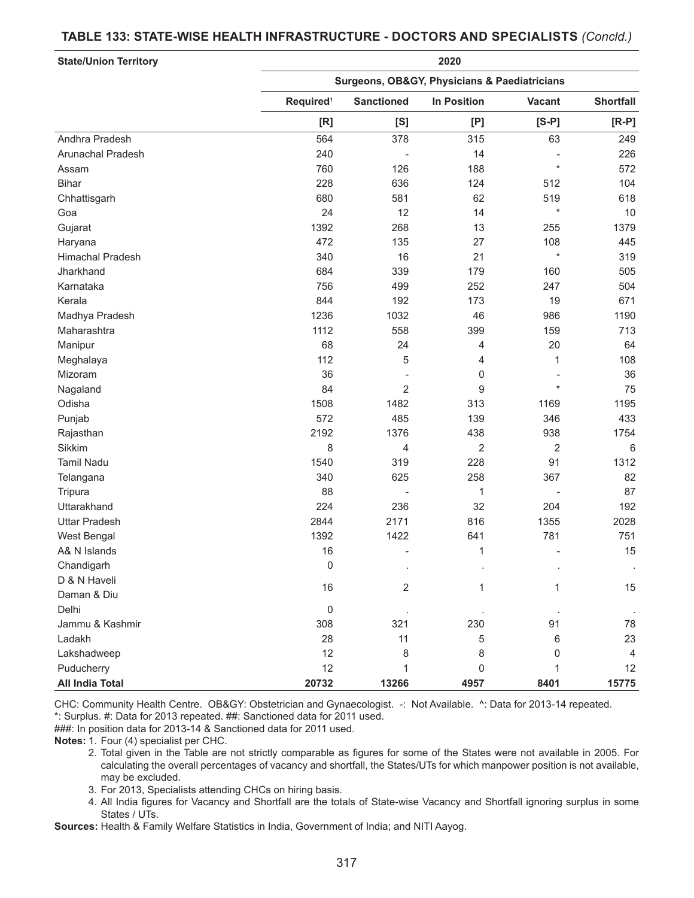**TABLE 133: STATE-WISE HEALTH INFRASTRUCTURE - DOCTORS AND SPECIALISTS** *(Concld.)*

| State/Union Territory | 2020 | | | | |
|---|---|---|---|---|---|
| | Surgeons, OB&GY, Physicians & Paediatricians | | | | |
| | Required[1] | Sanctioned | In Position | Vacant | Shortfall |
| | [R] | [S] | [P] | [S-P] | [R-P] |
| Andhra Pradesh | 564 | 378 | 315 | 63 | 249 |
| Arunachal Pradesh | 240 | - | 14 | - | 226 |
| Assam | 760 | 126 | 188 | * | 572 |
| Bihar | 228 | 636 | 124 | 512 | 104 |
| Chhattisgarh | 680 | 581 | 62 | 519 | 618 |
| Goa | 24 | 12 | 14 | * | 10 |
| Gujarat | 1392 | 268 | 13 | 255 | 1379 |
| Haryana | 472 | 135 | 27 | 108 | 445 |
| Himachal Pradesh | 340 | 16 | 21 | * | 319 |
| Jharkhand | 684 | 339 | 179 | 160 | 505 |
| Karnataka | 756 | 499 | 252 | 247 | 504 |
| Kerala | 844 | 192 | 173 | 19 | 671 |
| Madhya Pradesh | 1236 | 1032 | 46 | 986 | 1190 |
| Maharashtra | 1112 | 558 | 399 | 159 | 713 |
| Manipur | 68 | 24 | 4 | 20 | 64 |
| Meghalaya | 112 | 5 | 4 | 1 | 108 |
| Mizoram | 36 | - | 0 | - | 36 |
| Nagaland | 84 | 2 | 9 | * | 75 |
| Odisha | 1508 | 1482 | 313 | 1169 | 1195 |
| Punjab | 572 | 485 | 139 | 346 | 433 |
| Rajasthan | 2192 | 1376 | 438 | 938 | 1754 |
| Sikkim | 8 | 4 | 2 | 2 | 6 |
| Tamil Nadu | 1540 | 319 | 228 | 91 | 1312 |
| Telangana | 340 | 625 | 258 | 367 | 82 |
| Tripura | 88 | - | 1 | - | 87 |
| Uttarakhand | 224 | 236 | 32 | 204 | 192 |
| Uttar Pradesh | 2844 | 2171 | 816 | 1355 | 2028 |
| West Bengal | 1392 | 1422 | 641 | 781 | 751 |
| A& N Islands | 16 | - | 1 | - | 15 |
| Chandigarh | 0 | . | . | . | . |
| D & N Haveli Daman & Diu | 16 | 2 | 1 | 1 | 15 |
| Delhi | 0 | . | . | . | . |
| Jammu & Kashmir | 308 | 321 | 230 | 91 | 78 |
| Ladakh | 28 | 11 | 5 | 6 | 23 |
| Lakshadweep | 12 | 8 | 8 | 0 | 4 |
| Puducherry | 12 | 1 | 0 | 1 | 12 |
| **All India Total** | **20732** | **13266** | **4957** | **8401** | **15775** |

CHC: Community Health Centre. OB&GY: Obstetrician and Gynaecologist. -: Not Available. ^: Data for 2013-14 repeated.
*: Surplus. #: Data for 2013 repeated. ##: Sanctioned data for 2011 used.
###: In position data for 2013-14 & Sanctioned data for 2011 used.

**Notes:** 1. Four (4) specialist per CHC.
2. Total given in the Table are not strictly comparable as figures for some of the States were not available in 2005. For calculating the overall percentages of vacancy and shortfall, the States/UTs for which manpower position is not available, may be excluded.
3. For 2013, Specialists attending CHCs on hiring basis.
4. All India figures for Vacancy and Shortfall are the totals of State-wise Vacancy and Shortfall ignoring surplus in some States / UTs.

**Sources:** Health & Family Welfare Statistics in India, Government of India; and NITI Aayog.